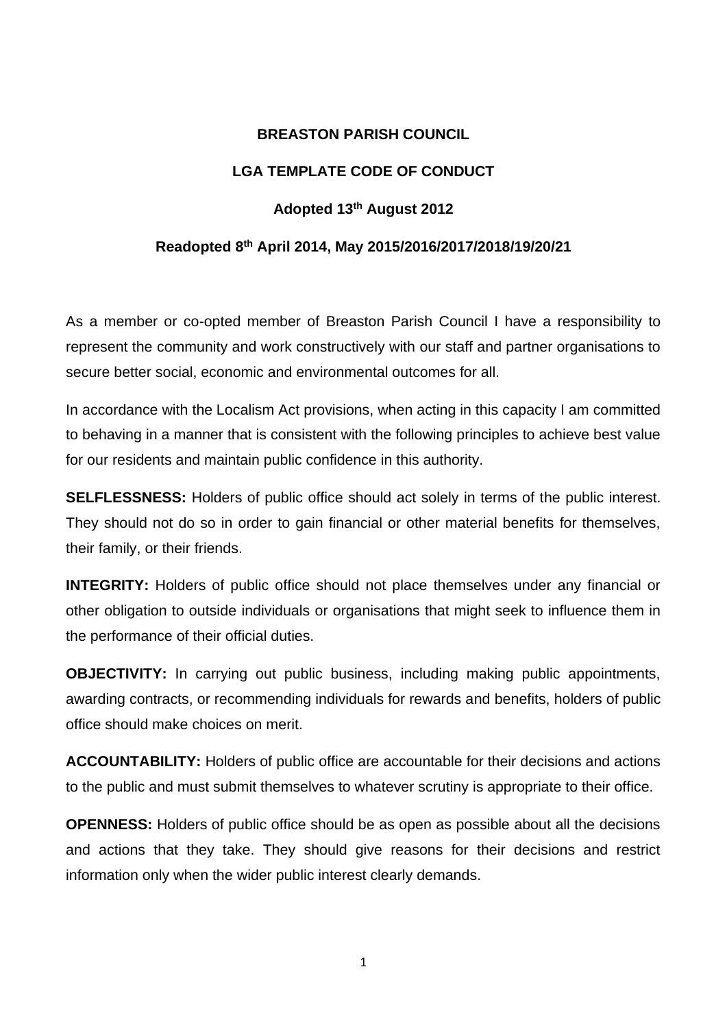**BREASTON PARISH COUNCIL**

**LGA TEMPLATE CODE OF CONDUCT**

**Adopted 13th August 2012**

**Readopted 8th April 2014, May 2015/2016/2017/2018/19/20/21**

As a member or co-opted member of Breaston Parish Council I have a responsibility to represent the community and work constructively with our staff and partner organisations to secure better social, economic and environmental outcomes for all.

In accordance with the Localism Act provisions, when acting in this capacity I am committed to behaving in a manner that is consistent with the following principles to achieve best value for our residents and maintain public confidence in this authority.

**SELFLESSNESS:** Holders of public office should act solely in terms of the public interest. They should not do so in order to gain financial or other material benefits for themselves, their family, or their friends.

**INTEGRITY:** Holders of public office should not place themselves under any financial or other obligation to outside individuals or organisations that might seek to influence them in the performance of their official duties.

**OBJECTIVITY:** In carrying out public business, including making public appointments, awarding contracts, or recommending individuals for rewards and benefits, holders of public office should make choices on merit.

**ACCOUNTABILITY:** Holders of public office are accountable for their decisions and actions to the public and must submit themselves to whatever scrutiny is appropriate to their office.

**OPENNESS:** Holders of public office should be as open as possible about all the decisions and actions that they take. They should give reasons for their decisions and restrict information only when the wider public interest clearly demands.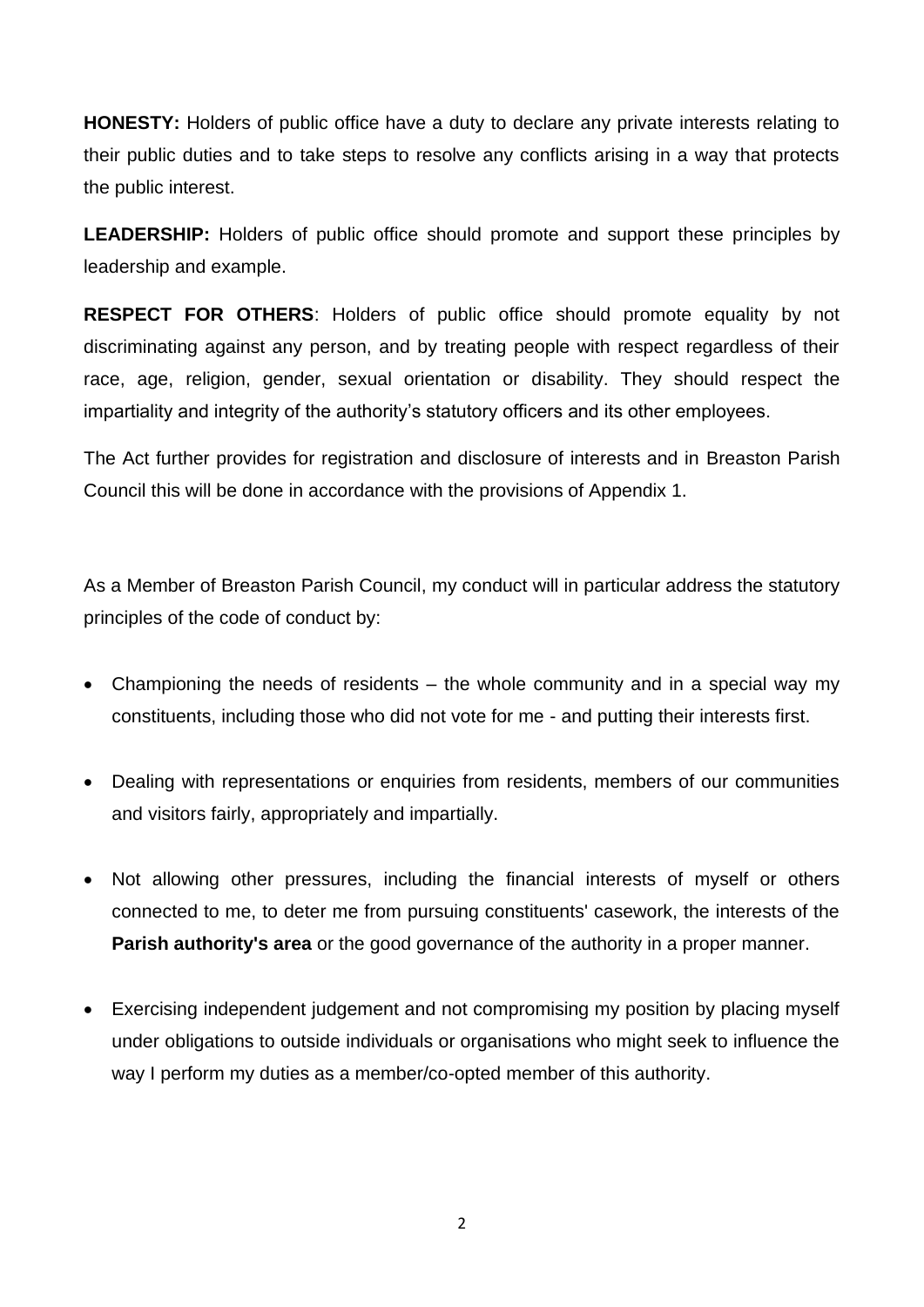**HONESTY:** Holders of public office have a duty to declare any private interests relating to their public duties and to take steps to resolve any conflicts arising in a way that protects the public interest.

**LEADERSHIP:** Holders of public office should promote and support these principles by leadership and example.

**RESPECT FOR OTHERS**: Holders of public office should promote equality by not discriminating against any person, and by treating people with respect regardless of their race, age, religion, gender, sexual orientation or disability. They should respect the impartiality and integrity of the authority's statutory officers and its other employees.

The Act further provides for registration and disclosure of interests and in Breaston Parish Council this will be done in accordance with the provisions of Appendix 1.

As a Member of Breaston Parish Council, my conduct will in particular address the statutory principles of the code of conduct by:

- Championing the needs of residents – the whole community and in a special way my constituents, including those who did not vote for me - and putting their interests first.
- Dealing with representations or enquiries from residents, members of our communities and visitors fairly, appropriately and impartially.
- Not allowing other pressures, including the financial interests of myself or others connected to me, to deter me from pursuing constituents' casework, the interests of the **Parish authority's area** or the good governance of the authority in a proper manner.
- Exercising independent judgement and not compromising my position by placing myself under obligations to outside individuals or organisations who might seek to influence the way I perform my duties as a member/co-opted member of this authority.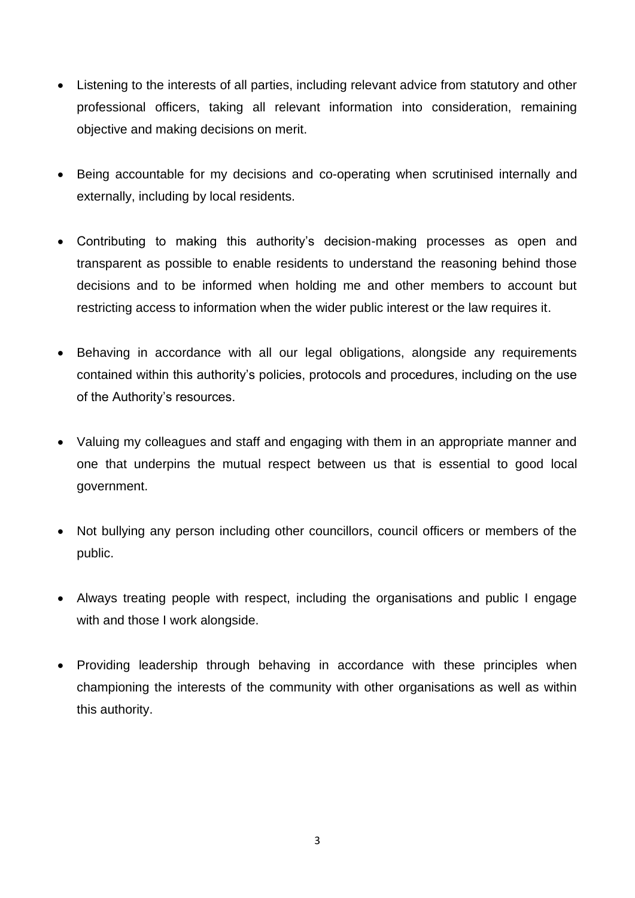- Listening to the interests of all parties, including relevant advice from statutory and other professional officers, taking all relevant information into consideration, remaining objective and making decisions on merit.

- Being accountable for my decisions and co-operating when scrutinised internally and externally, including by local residents.

- Contributing to making this authority's decision-making processes as open and transparent as possible to enable residents to understand the reasoning behind those decisions and to be informed when holding me and other members to account but restricting access to information when the wider public interest or the law requires it.

- Behaving in accordance with all our legal obligations, alongside any requirements contained within this authority's policies, protocols and procedures, including on the use of the Authority's resources.

- Valuing my colleagues and staff and engaging with them in an appropriate manner and one that underpins the mutual respect between us that is essential to good local government.

- Not bullying any person including other councillors, council officers or members of the public.

- Always treating people with respect, including the organisations and public I engage with and those I work alongside.

- Providing leadership through behaving in accordance with these principles when championing the interests of the community with other organisations as well as within this authority.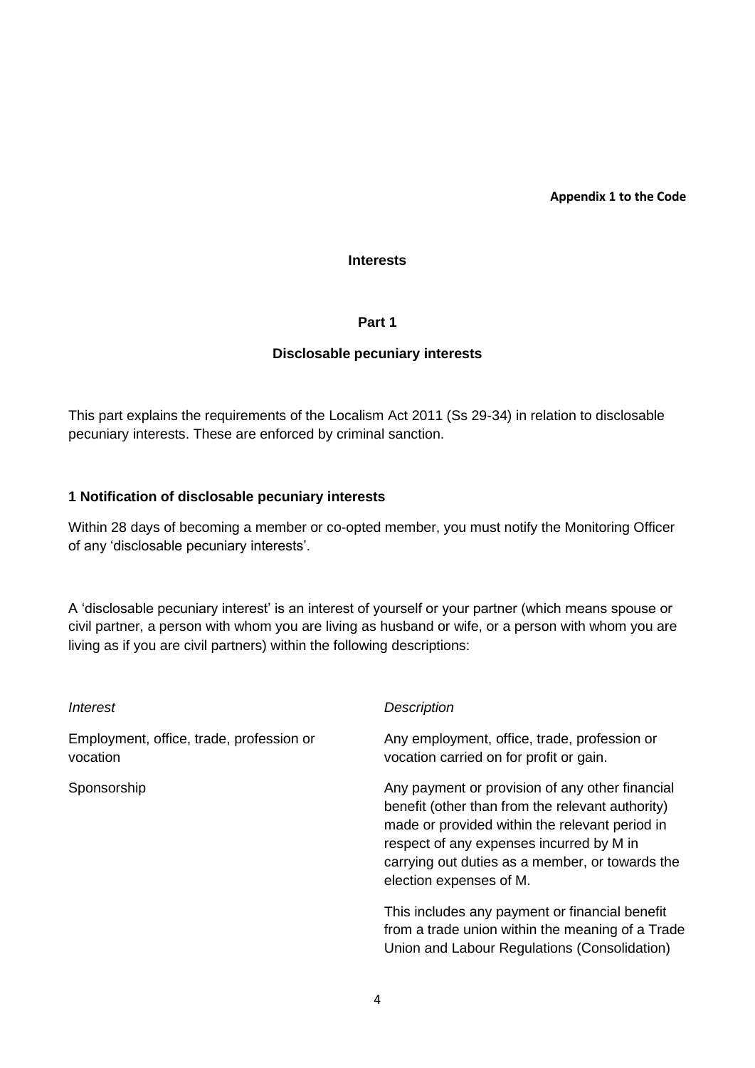**Appendix 1 to the Code**

## Interests

### Part 1

### Disclosable pecuniary interests

This part explains the requirements of the Localism Act 2011 (Ss 29-34) in relation to disclosable pecuniary interests. These are enforced by criminal sanction.

**1 Notification of disclosable pecuniary interests**

Within 28 days of becoming a member or co-opted member, you must notify the Monitoring Officer of any 'disclosable pecuniary interests'.

A 'disclosable pecuniary interest' is an interest of yourself or your partner (which means spouse or civil partner, a person with whom you are living as husband or wife, or a person with whom you are living as if you are civil partners) within the following descriptions:

| *Interest* | *Description* |
| --- | --- |
| Employment, office, trade, profession or vocation | Any employment, office, trade, profession or vocation carried on for profit or gain. |
| Sponsorship | Any payment or provision of any other financial benefit (other than from the relevant authority) made or provided within the relevant period in respect of any expenses incurred by M in carrying out duties as a member, or towards the election expenses of M.<br><br>This includes any payment or financial benefit from a trade union within the meaning of a Trade Union and Labour Regulations (Consolidation) |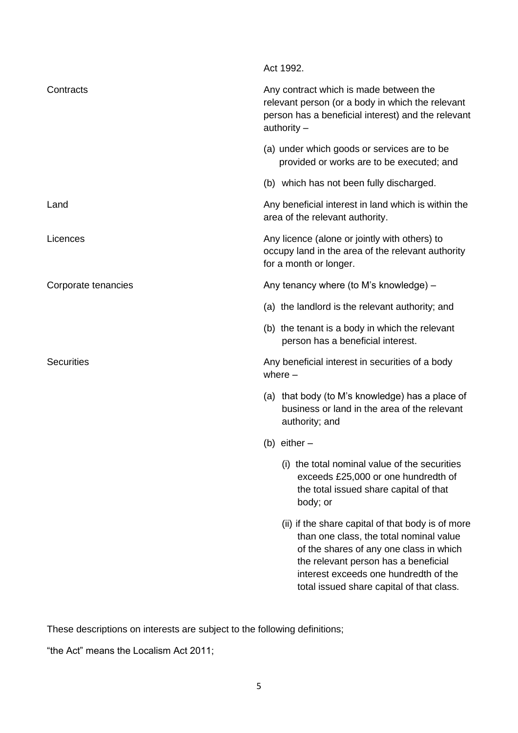| | |
|---|---|
| | Act 1992. |
| Contracts | Any contract which is made between the relevant person (or a body in which the relevant person has a beneficial interest) and the relevant authority –<br><br>(a) under which goods or services are to be provided or works are to be executed; and<br><br>(b) which has not been fully discharged. |
| Land | Any beneficial interest in land which is within the area of the relevant authority. |
| Licences | Any licence (alone or jointly with others) to occupy land in the area of the relevant authority for a month or longer. |
| Corporate tenancies | Any tenancy where (to M's knowledge) –<br><br>(a) the landlord is the relevant authority; and<br><br>(b) the tenant is a body in which the relevant person has a beneficial interest. |
| Securities | Any beneficial interest in securities of a body where –<br><br>(a) that body (to M's knowledge) has a place of business or land in the area of the relevant authority; and<br><br>(b) either –<br><br>(i) the total nominal value of the securities exceeds £25,000 or one hundredth of the total issued share capital of that body; or<br><br>(ii) if the share capital of that body is of more than one class, the total nominal value of the shares of any one class in which the relevant person has a beneficial interest exceeds one hundredth of the total issued share capital of that class. |

These descriptions on interests are subject to the following definitions;

"the Act" means the Localism Act 2011;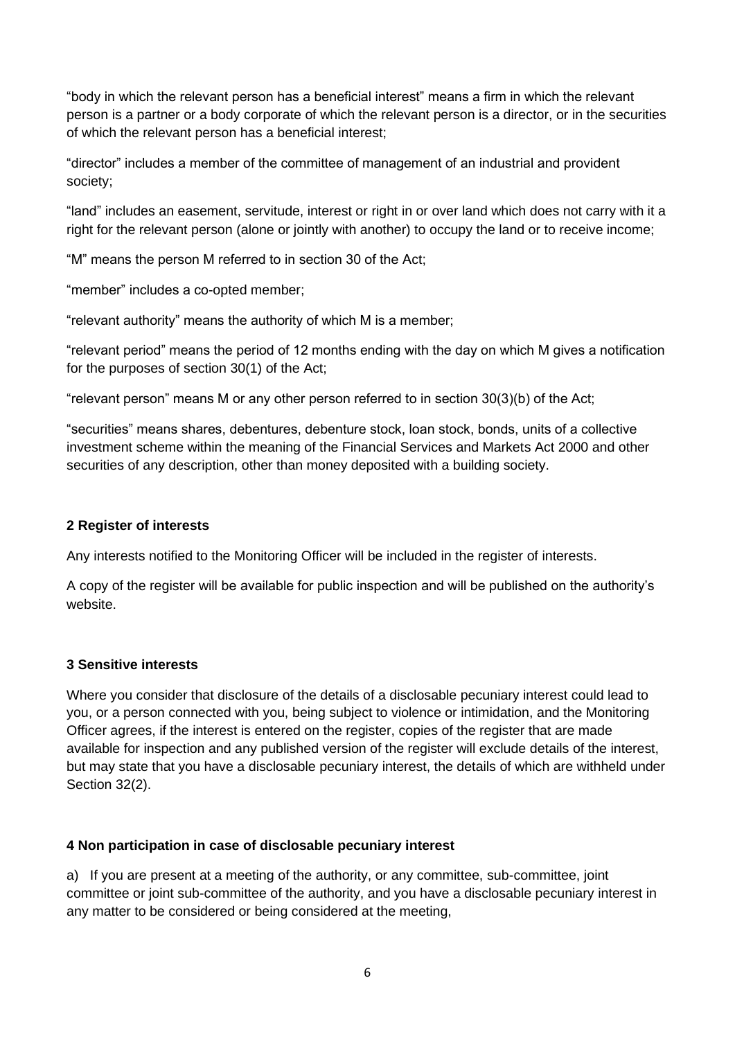"body in which the relevant person has a beneficial interest" means a firm in which the relevant person is a partner or a body corporate of which the relevant person is a director, or in the securities of which the relevant person has a beneficial interest;

"director" includes a member of the committee of management of an industrial and provident society;

"land" includes an easement, servitude, interest or right in or over land which does not carry with it a right for the relevant person (alone or jointly with another) to occupy the land or to receive income;

"M" means the person M referred to in section 30 of the Act;

"member" includes a co-opted member;

"relevant authority" means the authority of which M is a member;

"relevant period" means the period of 12 months ending with the day on which M gives a notification for the purposes of section 30(1) of the Act;

"relevant person" means M or any other person referred to in section 30(3)(b) of the Act;

"securities" means shares, debentures, debenture stock, loan stock, bonds, units of a collective investment scheme within the meaning of the Financial Services and Markets Act 2000 and other securities of any description, other than money deposited with a building society.

**2 Register of interests**

Any interests notified to the Monitoring Officer will be included in the register of interests.

A copy of the register will be available for public inspection and will be published on the authority's website.

**3 Sensitive interests**

Where you consider that disclosure of the details of a disclosable pecuniary interest could lead to you, or a person connected with you, being subject to violence or intimidation, and the Monitoring Officer agrees, if the interest is entered on the register, copies of the register that are made available for inspection and any published version of the register will exclude details of the interest, but may state that you have a disclosable pecuniary interest, the details of which are withheld under Section 32(2).

**4 Non participation in case of disclosable pecuniary interest**

a) If you are present at a meeting of the authority, or any committee, sub-committee, joint committee or joint sub-committee of the authority, and you have a disclosable pecuniary interest in any matter to be considered or being considered at the meeting,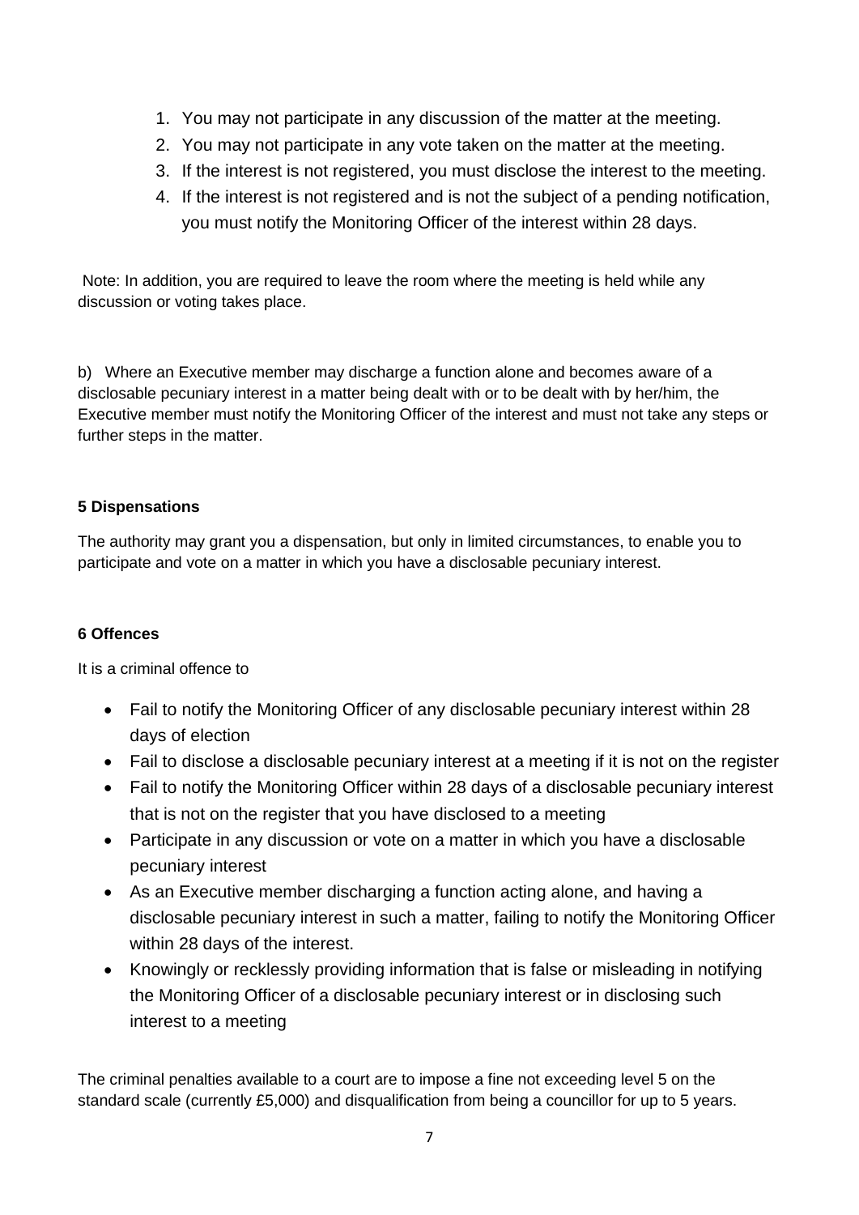1. You may not participate in any discussion of the matter at the meeting.
2. You may not participate in any vote taken on the matter at the meeting.
3. If the interest is not registered, you must disclose the interest to the meeting.
4. If the interest is not registered and is not the subject of a pending notification, you must notify the Monitoring Officer of the interest within 28 days.

Note: In addition, you are required to leave the room where the meeting is held while any discussion or voting takes place.

b) Where an Executive member may discharge a function alone and becomes aware of a disclosable pecuniary interest in a matter being dealt with or to be dealt with by her/him, the Executive member must notify the Monitoring Officer of the interest and must not take any steps or further steps in the matter.

**5 Dispensations**

The authority may grant you a dispensation, but only in limited circumstances, to enable you to participate and vote on a matter in which you have a disclosable pecuniary interest.

**6 Offences**

It is a criminal offence to

- Fail to notify the Monitoring Officer of any disclosable pecuniary interest within 28 days of election
- Fail to disclose a disclosable pecuniary interest at a meeting if it is not on the register
- Fail to notify the Monitoring Officer within 28 days of a disclosable pecuniary interest that is not on the register that you have disclosed to a meeting
- Participate in any discussion or vote on a matter in which you have a disclosable pecuniary interest
- As an Executive member discharging a function acting alone, and having a disclosable pecuniary interest in such a matter, failing to notify the Monitoring Officer within 28 days of the interest.
- Knowingly or recklessly providing information that is false or misleading in notifying the Monitoring Officer of a disclosable pecuniary interest or in disclosing such interest to a meeting

The criminal penalties available to a court are to impose a fine not exceeding level 5 on the standard scale (currently £5,000) and disqualification from being a councillor for up to 5 years.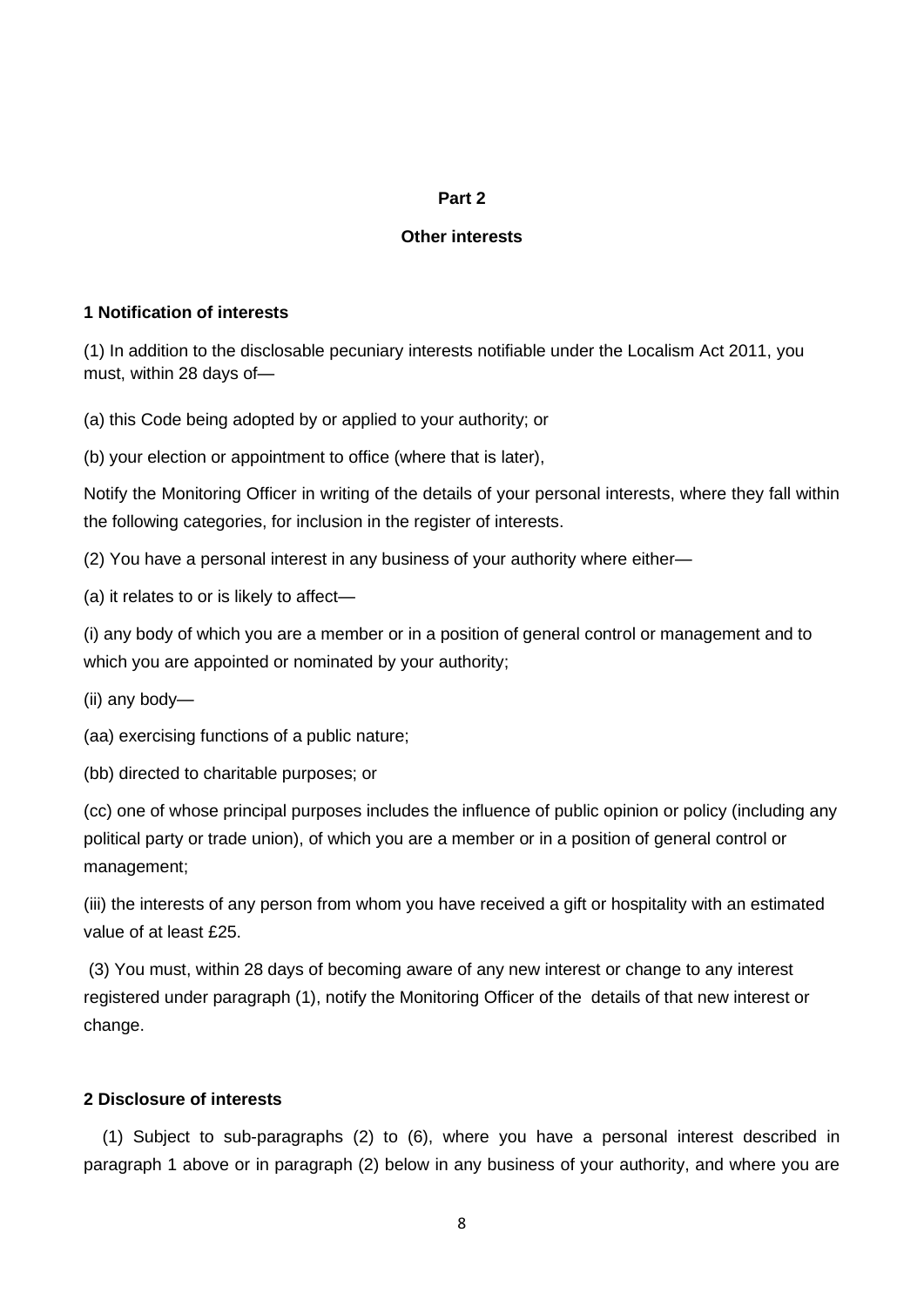**Part 2**

**Other interests**

### 1 Notification of interests

(1) In addition to the disclosable pecuniary interests notifiable under the Localism Act 2011, you must, within 28 days of—

(a) this Code being adopted by or applied to your authority; or

(b) your election or appointment to office (where that is later),

Notify the Monitoring Officer in writing of the details of your personal interests, where they fall within the following categories, for inclusion in the register of interests.

(2) You have a personal interest in any business of your authority where either—

(a) it relates to or is likely to affect—

(i) any body of which you are a member or in a position of general control or management and to which you are appointed or nominated by your authority;

(ii) any body—

(aa) exercising functions of a public nature;

(bb) directed to charitable purposes; or

(cc) one of whose principal purposes includes the influence of public opinion or policy (including any political party or trade union), of which you are a member or in a position of general control or management;

(iii) the interests of any person from whom you have received a gift or hospitality with an estimated value of at least £25.

(3) You must, within 28 days of becoming aware of any new interest or change to any interest registered under paragraph (1), notify the Monitoring Officer of the details of that new interest or change.

### 2 Disclosure of interests

(1) Subject to sub-paragraphs (2) to (6), where you have a personal interest described in paragraph 1 above or in paragraph (2) below in any business of your authority, and where you are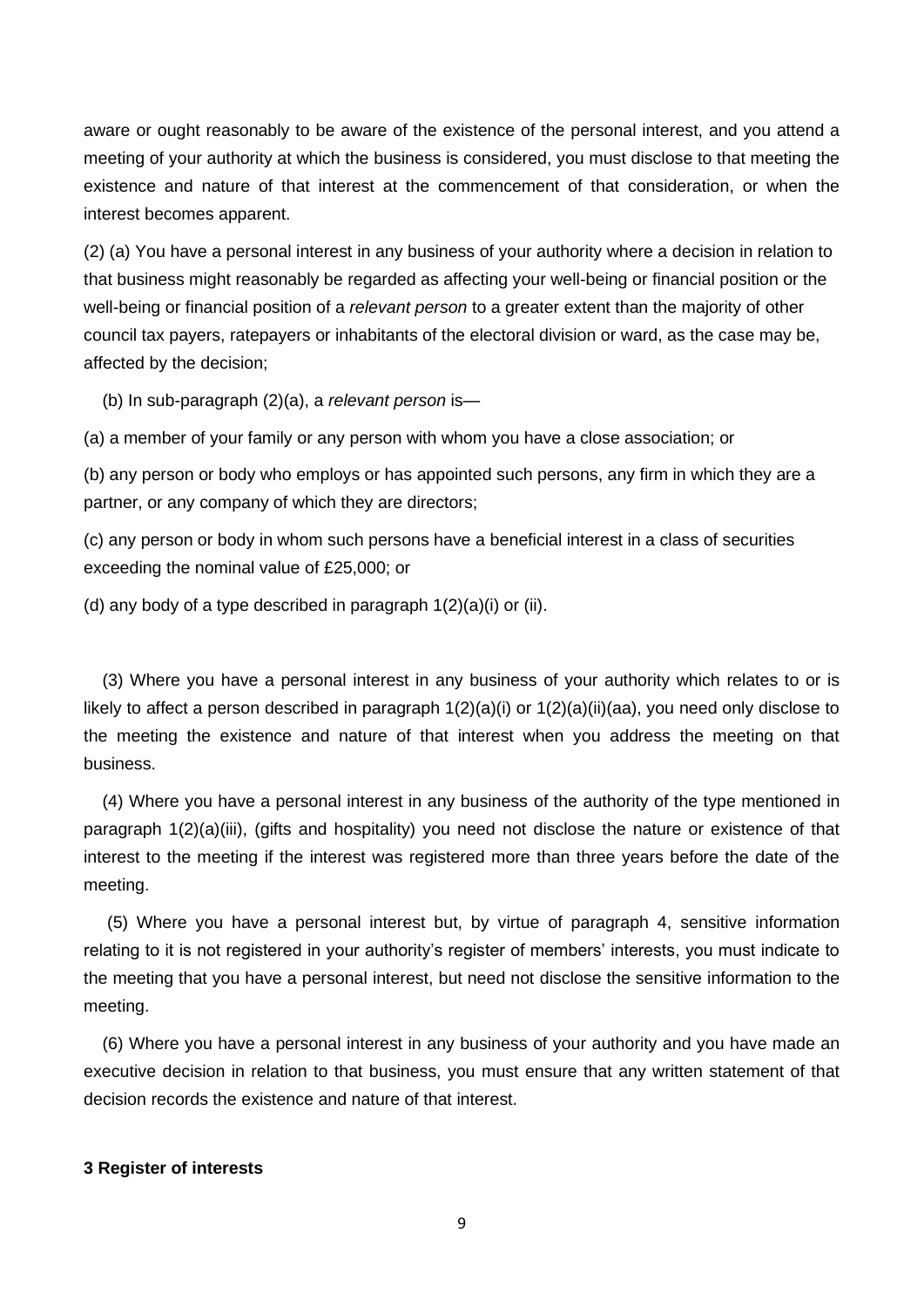aware or ought reasonably to be aware of the existence of the personal interest, and you attend a meeting of your authority at which the business is considered, you must disclose to that meeting the existence and nature of that interest at the commencement of that consideration, or when the interest becomes apparent.

(2) (a) You have a personal interest in any business of your authority where a decision in relation to that business might reasonably be regarded as affecting your well-being or financial position or the well-being or financial position of a *relevant person* to a greater extent than the majority of other council tax payers, ratepayers or inhabitants of the electoral division or ward, as the case may be, affected by the decision;

(b) In sub-paragraph (2)(a), a *relevant person* is—

(a) a member of your family or any person with whom you have a close association; or

(b) any person or body who employs or has appointed such persons, any firm in which they are a partner, or any company of which they are directors;

(c) any person or body in whom such persons have a beneficial interest in a class of securities exceeding the nominal value of £25,000; or

(d) any body of a type described in paragraph 1(2)(a)(i) or (ii).

(3) Where you have a personal interest in any business of your authority which relates to or is likely to affect a person described in paragraph 1(2)(a)(i) or 1(2)(a)(ii)(aa), you need only disclose to the meeting the existence and nature of that interest when you address the meeting on that business.

(4) Where you have a personal interest in any business of the authority of the type mentioned in paragraph 1(2)(a)(iii), (gifts and hospitality) you need not disclose the nature or existence of that interest to the meeting if the interest was registered more than three years before the date of the meeting.

(5) Where you have a personal interest but, by virtue of paragraph 4, sensitive information relating to it is not registered in your authority's register of members' interests, you must indicate to the meeting that you have a personal interest, but need not disclose the sensitive information to the meeting.

(6) Where you have a personal interest in any business of your authority and you have made an executive decision in relation to that business, you must ensure that any written statement of that decision records the existence and nature of that interest.

**3 Register of interests**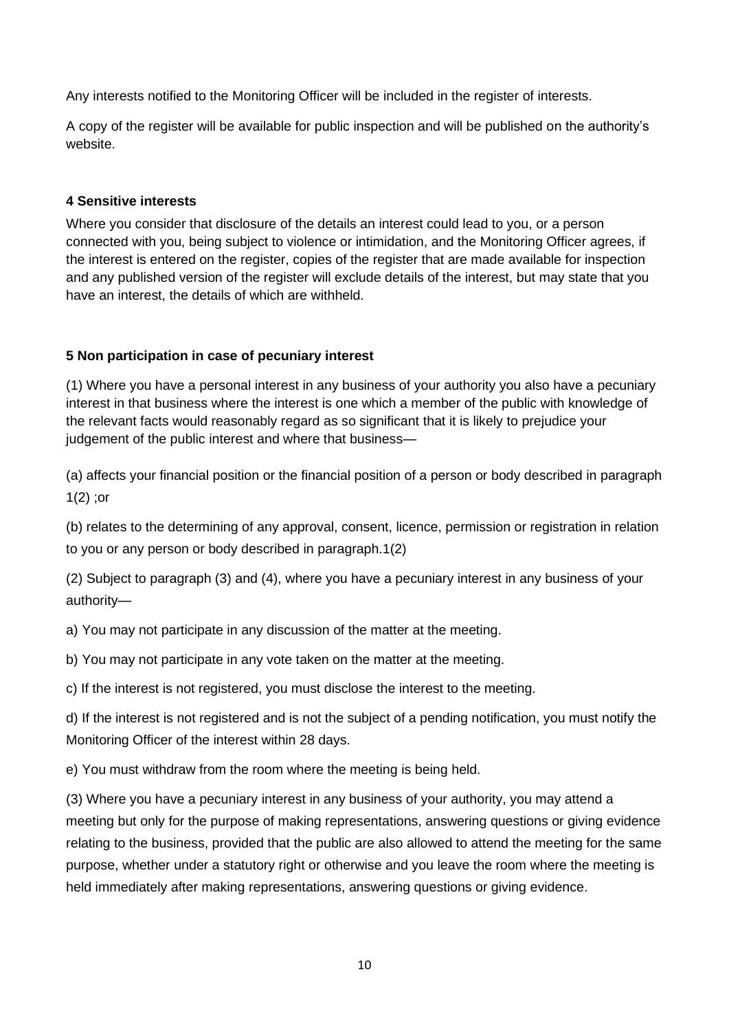Any interests notified to the Monitoring Officer will be included in the register of interests.

A copy of the register will be available for public inspection and will be published on the authority's website.

**4 Sensitive interests**

Where you consider that disclosure of the details an interest could lead to you, or a person connected with you, being subject to violence or intimidation, and the Monitoring Officer agrees, if the interest is entered on the register, copies of the register that are made available for inspection and any published version of the register will exclude details of the interest, but may state that you have an interest, the details of which are withheld.

**5 Non participation in case of pecuniary interest**

(1) Where you have a personal interest in any business of your authority you also have a pecuniary interest in that business where the interest is one which a member of the public with knowledge of the relevant facts would reasonably regard as so significant that it is likely to prejudice your judgement of the public interest and where that business—

(a) affects your financial position or the financial position of a person or body described in paragraph 1(2) ;or

(b) relates to the determining of any approval, consent, licence, permission or registration in relation to you or any person or body described in paragraph.1(2)

(2) Subject to paragraph (3) and (4), where you have a pecuniary interest in any business of your authority—

a) You may not participate in any discussion of the matter at the meeting.

b) You may not participate in any vote taken on the matter at the meeting.

c) If the interest is not registered, you must disclose the interest to the meeting.

d) If the interest is not registered and is not the subject of a pending notification, you must notify the Monitoring Officer of the interest within 28 days.

e) You must withdraw from the room where the meeting is being held.

(3) Where you have a pecuniary interest in any business of your authority, you may attend a meeting but only for the purpose of making representations, answering questions or giving evidence relating to the business, provided that the public are also allowed to attend the meeting for the same purpose, whether under a statutory right or otherwise and you leave the room where the meeting is held immediately after making representations, answering questions or giving evidence.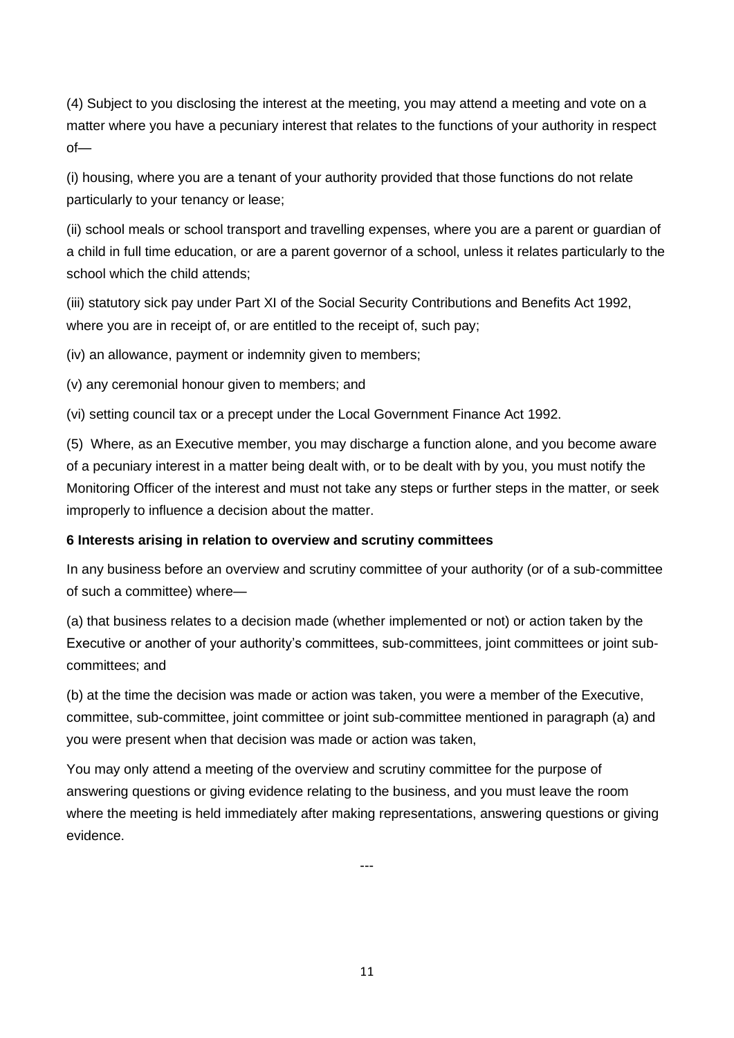(4) Subject to you disclosing the interest at the meeting, you may attend a meeting and vote on a matter where you have a pecuniary interest that relates to the functions of your authority in respect of—

(i) housing, where you are a tenant of your authority provided that those functions do not relate particularly to your tenancy or lease;

(ii) school meals or school transport and travelling expenses, where you are a parent or guardian of a child in full time education, or are a parent governor of a school, unless it relates particularly to the school which the child attends;

(iii) statutory sick pay under Part XI of the Social Security Contributions and Benefits Act 1992, where you are in receipt of, or are entitled to the receipt of, such pay;

(iv) an allowance, payment or indemnity given to members;

(v) any ceremonial honour given to members; and

(vi) setting council tax or a precept under the Local Government Finance Act 1992.

(5) Where, as an Executive member, you may discharge a function alone, and you become aware of a pecuniary interest in a matter being dealt with, or to be dealt with by you, you must notify the Monitoring Officer of the interest and must not take any steps or further steps in the matter, or seek improperly to influence a decision about the matter.

**6 Interests arising in relation to overview and scrutiny committees**

In any business before an overview and scrutiny committee of your authority (or of a sub-committee of such a committee) where—

(a) that business relates to a decision made (whether implemented or not) or action taken by the Executive or another of your authority's committees, sub-committees, joint committees or joint sub-committees; and

(b) at the time the decision was made or action was taken, you were a member of the Executive, committee, sub-committee, joint committee or joint sub-committee mentioned in paragraph (a) and you were present when that decision was made or action was taken,

You may only attend a meeting of the overview and scrutiny committee for the purpose of answering questions or giving evidence relating to the business, and you must leave the room where the meeting is held immediately after making representations, answering questions or giving evidence.

---